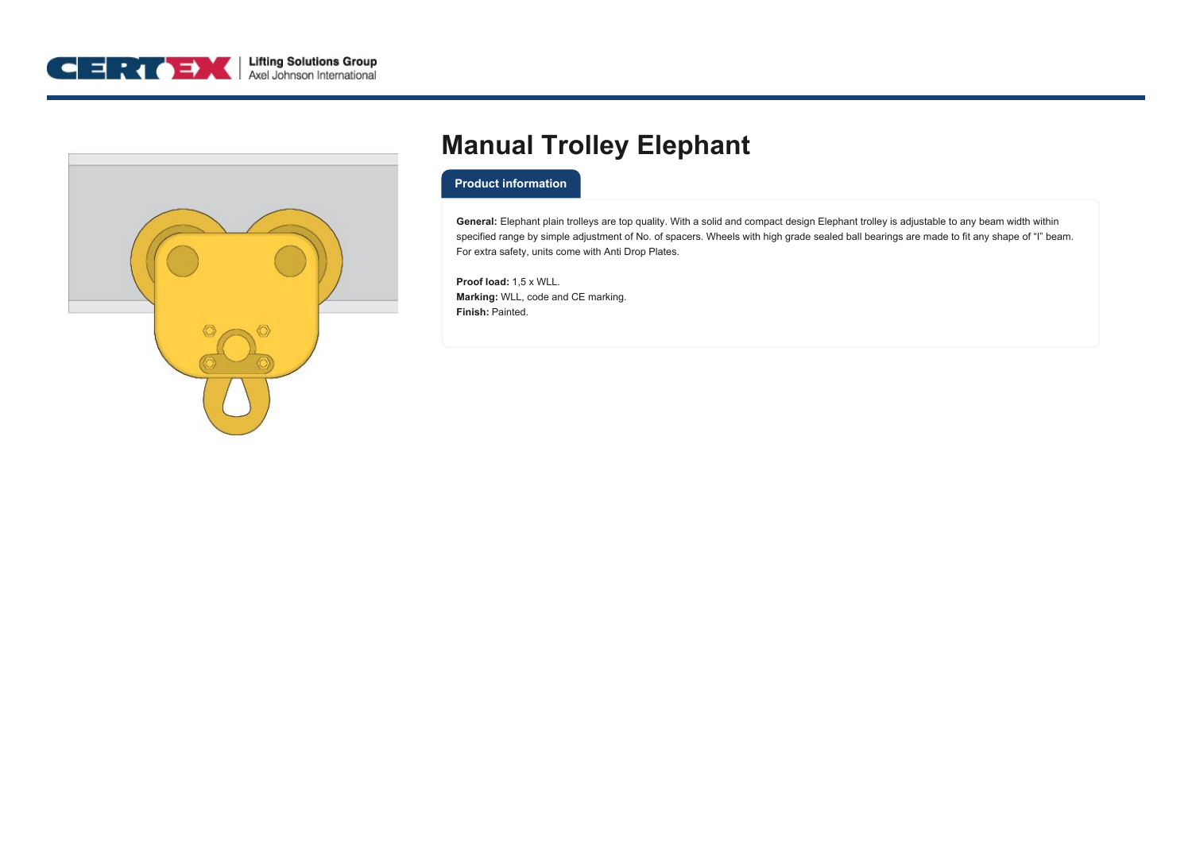# Manual Trolley Elephant

## Product information

**General:** Elephant plain trolleys are top quality. With a solid and compact design Elephant trolley is adjustable to any beam width within specified range by simple adjustment of No. of spacers. Wheels with high grade sealed ball bearings are made to fit any shape of "I" beam. For extra safety, units come with Anti Drop Plates.

**Proof load:** 1,5 x WLL.
**Marking:** WLL, code and CE marking.
**Finish:** Painted.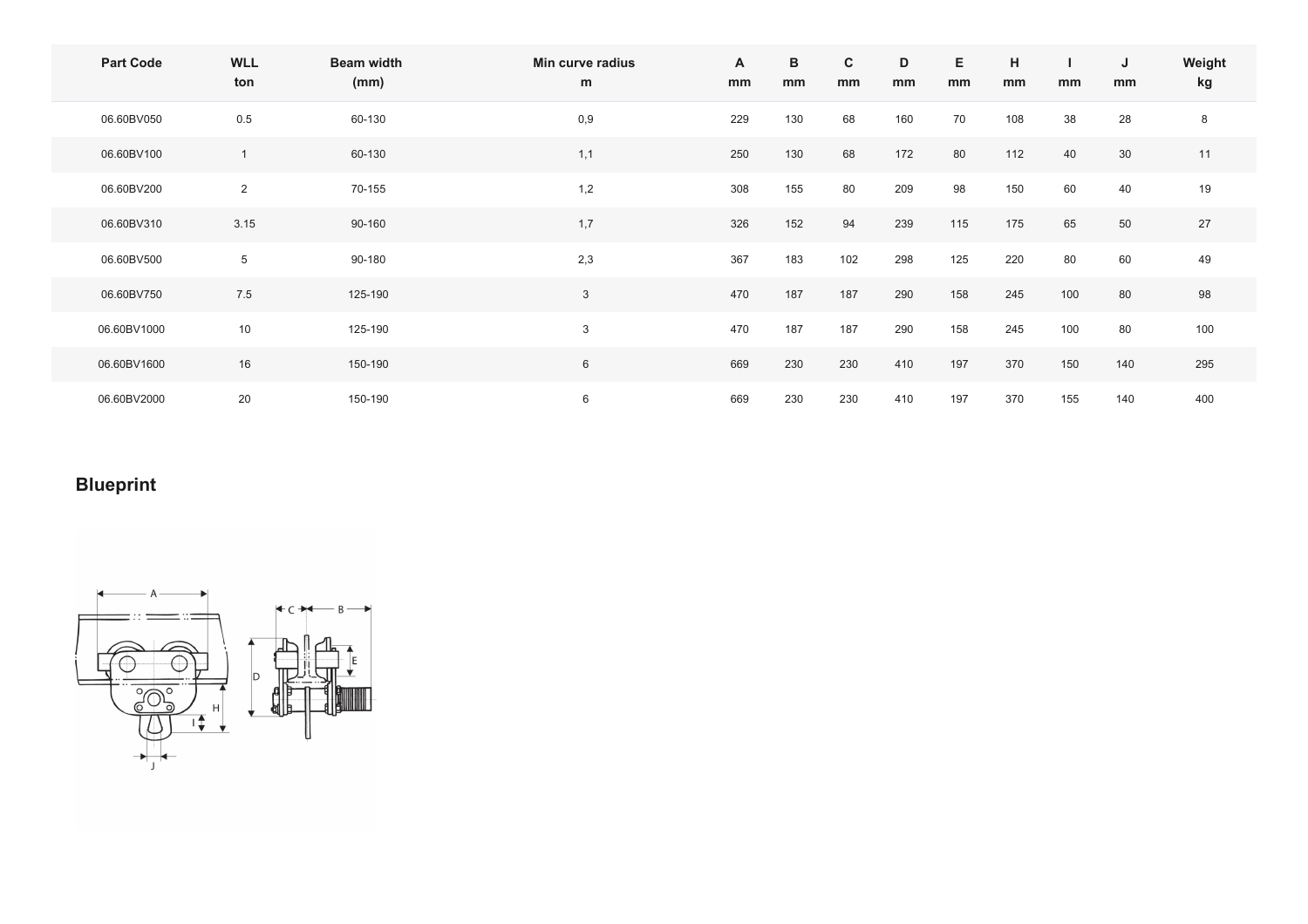| Part Code | WLL ton | Beam width (mm) | Min curve radius m | A mm | B mm | C mm | D mm | E mm | H mm | I mm | J mm | Weight kg |
|---|---|---|---|---|---|---|---|---|---|---|---|---|
| 06.60BV050 | 0.5 | 60-130 | 0,9 | 229 | 130 | 68 | 160 | 70 | 108 | 38 | 28 | 8 |
| 06.60BV100 | 1 | 60-130 | 1,1 | 250 | 130 | 68 | 172 | 80 | 112 | 40 | 30 | 11 |
| 06.60BV200 | 2 | 70-155 | 1,2 | 308 | 155 | 80 | 209 | 98 | 150 | 60 | 40 | 19 |
| 06.60BV310 | 3.15 | 90-160 | 1,7 | 326 | 152 | 94 | 239 | 115 | 175 | 65 | 50 | 27 |
| 06.60BV500 | 5 | 90-180 | 2,3 | 367 | 183 | 102 | 298 | 125 | 220 | 80 | 60 | 49 |
| 06.60BV750 | 7.5 | 125-190 | 3 | 470 | 187 | 187 | 290 | 158 | 245 | 100 | 80 | 98 |
| 06.60BV1000 | 10 | 125-190 | 3 | 470 | 187 | 187 | 290 | 158 | 245 | 100 | 80 | 100 |
| 06.60BV1600 | 16 | 150-190 | 6 | 669 | 230 | 230 | 410 | 197 | 370 | 150 | 140 | 295 |
| 06.60BV2000 | 20 | 150-190 | 6 | 669 | 230 | 230 | 410 | 197 | 370 | 155 | 140 | 400 |

## Blueprint

A
C
B
D
E
H
I
J